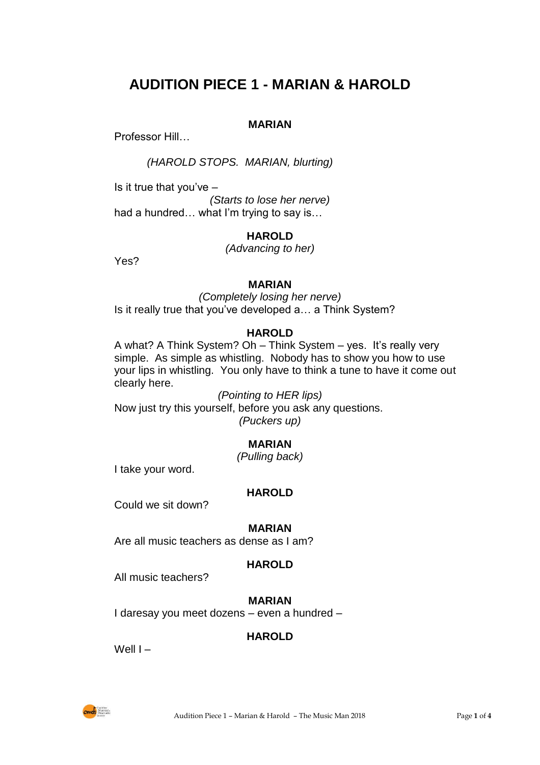# AUDITION PIECE 1 - MARIAN & HAROLD

**MARIAN**

Professor Hill…

*(HAROLD STOPS. MARIAN, blurting)*

Is it true that you've –

*(Starts to lose her nerve)*

had a hundred… what I'm trying to say is…

**HAROLD**

*(Advancing to her)*

Yes?

**MARIAN**

*(Completely losing her nerve)*

Is it really true that you've developed a… a Think System?

**HAROLD**

A what? A Think System? Oh – Think System – yes. It's really very simple. As simple as whistling. Nobody has to show you how to use your lips in whistling. You only have to think a tune to have it come out clearly here.

*(Pointing to HER lips)*

Now just try this yourself, before you ask any questions.

*(Puckers up)*

**MARIAN**

*(Pulling back)*

I take your word.

**HAROLD**

Could we sit down?

**MARIAN**

Are all music teachers as dense as I am?

**HAROLD**

All music teachers?

**MARIAN**

I daresay you meet dozens – even a hundred –

**HAROLD**

Well I –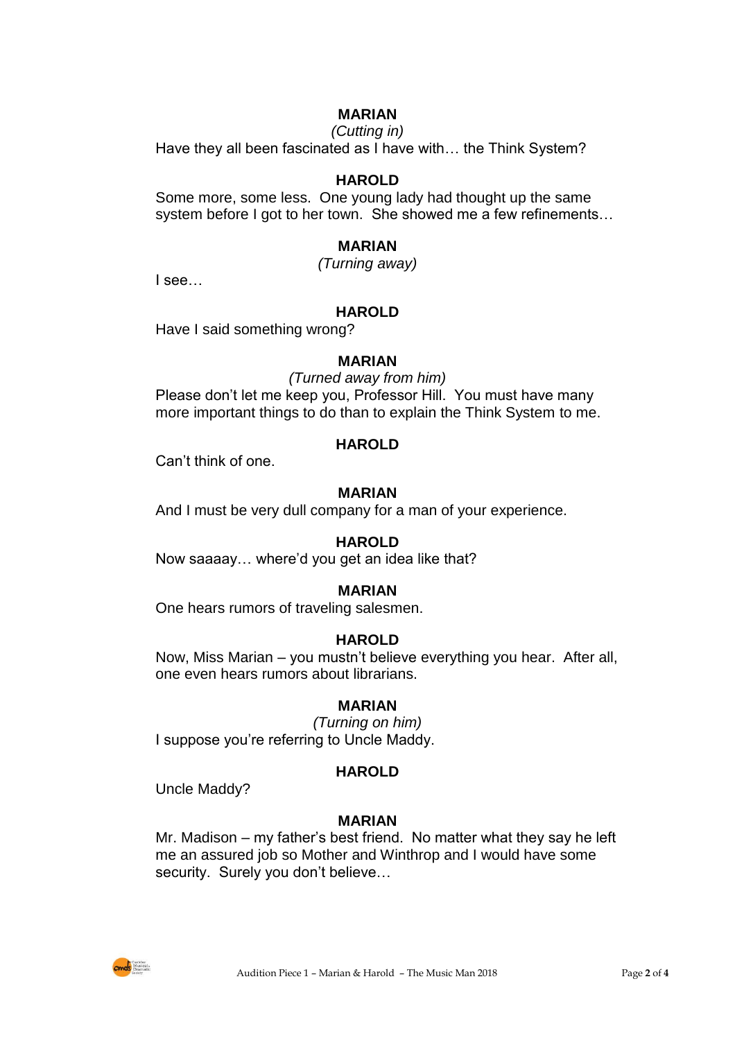**MARIAN**

*(Cutting in)*

Have they all been fascinated as I have with… the Think System?

**HAROLD**

Some more, some less. One young lady had thought up the same system before I got to her town. She showed me a few refinements…

**MARIAN**

*(Turning away)*

I see…

**HAROLD**

Have I said something wrong?

**MARIAN**

*(Turned away from him)*

Please don't let me keep you, Professor Hill. You must have many more important things to do than to explain the Think System to me.

**HAROLD**

Can't think of one.

**MARIAN**

And I must be very dull company for a man of your experience.

**HAROLD**

Now saaaay… where'd you get an idea like that?

**MARIAN**

One hears rumors of traveling salesmen.

**HAROLD**

Now, Miss Marian – you mustn't believe everything you hear. After all, one even hears rumors about librarians.

**MARIAN**

*(Turning on him)*

I suppose you're referring to Uncle Maddy.

**HAROLD**

Uncle Maddy?

**MARIAN**

Mr. Madison – my father's best friend. No matter what they say he left me an assured job so Mother and Winthrop and I would have some security. Surely you don't believe…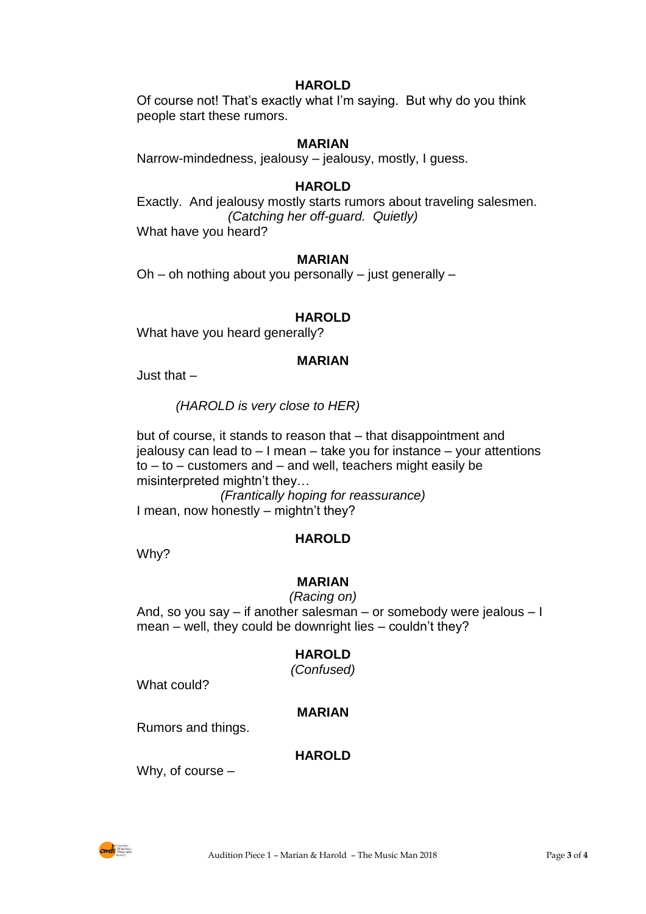**HAROLD**

Of course not! That's exactly what I'm saying. But why do you think people start these rumors.

**MARIAN**

Narrow-mindedness, jealousy – jealousy, mostly, I guess.

**HAROLD**

Exactly. And jealousy mostly starts rumors about traveling salesmen.

*(Catching her off-guard. Quietly)*

What have you heard?

**MARIAN**

Oh – oh nothing about you personally – just generally –

**HAROLD**

What have you heard generally?

**MARIAN**

Just that –

*(HAROLD is very close to HER)*

but of course, it stands to reason that – that disappointment and jealousy can lead to – I mean – take you for instance – your attentions to – to – customers and – and well, teachers might easily be misinterpreted mightn't they…

*(Frantically hoping for reassurance)*

I mean, now honestly – mightn't they?

**HAROLD**

Why?

**MARIAN**

*(Racing on)*

And, so you say – if another salesman – or somebody were jealous – I mean – well, they could be downright lies – couldn't they?

**HAROLD**

*(Confused)*

What could?

**MARIAN**

Rumors and things.

**HAROLD**

Why, of course –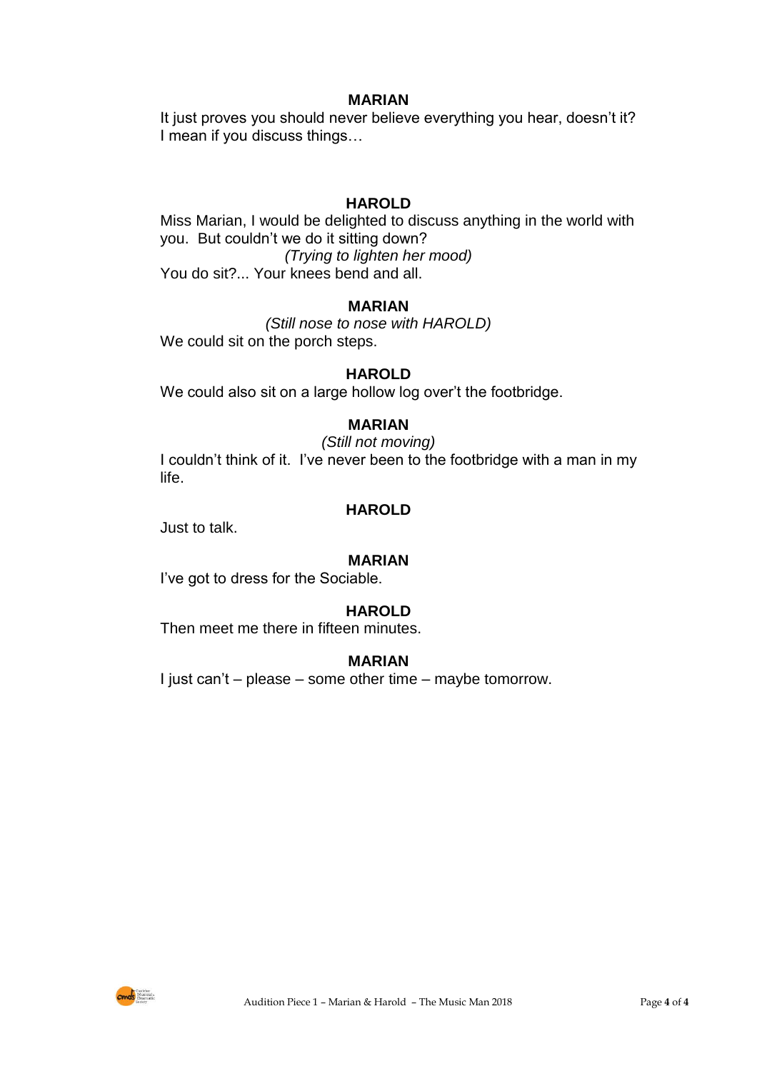**MARIAN**

It just proves you should never believe everything you hear, doesn't it? I mean if you discuss things…

**HAROLD**

Miss Marian, I would be delighted to discuss anything in the world with you. But couldn't we do it sitting down?

*(Trying to lighten her mood)*

You do sit?... Your knees bend and all.

**MARIAN**

*(Still nose to nose with HAROLD)*

We could sit on the porch steps.

**HAROLD**

We could also sit on a large hollow log over't the footbridge.

**MARIAN**

*(Still not moving)*

I couldn't think of it. I've never been to the footbridge with a man in my life.

**HAROLD**

Just to talk.

**MARIAN**

I've got to dress for the Sociable.

**HAROLD**

Then meet me there in fifteen minutes.

**MARIAN**

I just can't – please – some other time – maybe tomorrow.